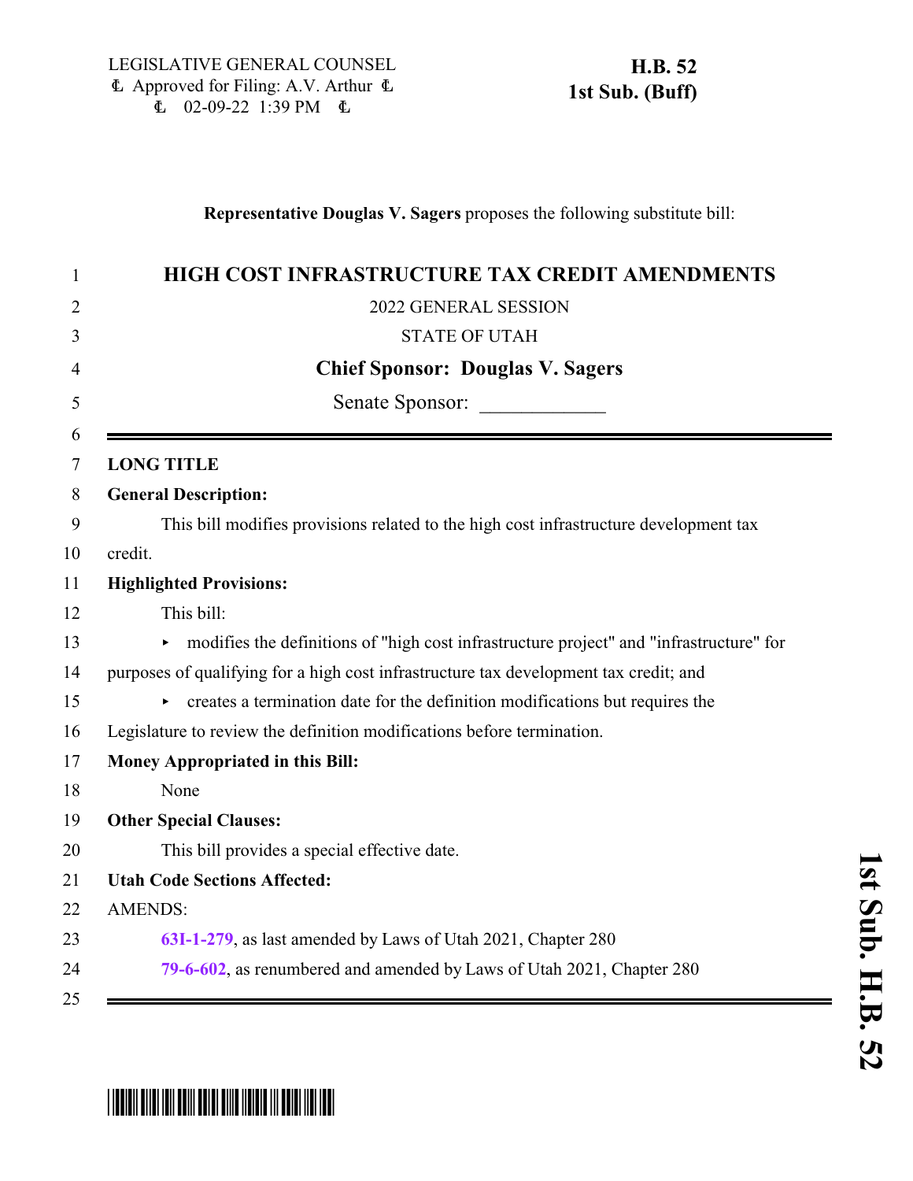LEGISLATIVE GENERAL COUNSEL
Approved for Filing: A.V. Arthur
02-09-22 1:39 PM

**H.B. 52**
**1st Sub. (Buff)**

**Representative Douglas V. Sagers** proposes the following substitute bill:

# HIGH COST INFRASTRUCTURE TAX CREDIT AMENDMENTS

2022 GENERAL SESSION

STATE OF UTAH

**Chief Sponsor: Douglas V. Sagers**

Senate Sponsor: ____________

---

**LONG TITLE**

**General Description:**

This bill modifies provisions related to the high cost infrastructure development tax credit.

**Highlighted Provisions:**

This bill:

- modifies the definitions of "high cost infrastructure project" and "infrastructure" for purposes of qualifying for a high cost infrastructure tax development tax credit; and
- creates a termination date for the definition modifications but requires the Legislature to review the definition modifications before termination.

**Money Appropriated in this Bill:**

None

**Other Special Clauses:**

This bill provides a special effective date.

**Utah Code Sections Affected:**

AMENDS:

**63I-1-279**, as last amended by Laws of Utah 2021, Chapter 280

**79-6-602**, as renumbered and amended by Laws of Utah 2021, Chapter 280

---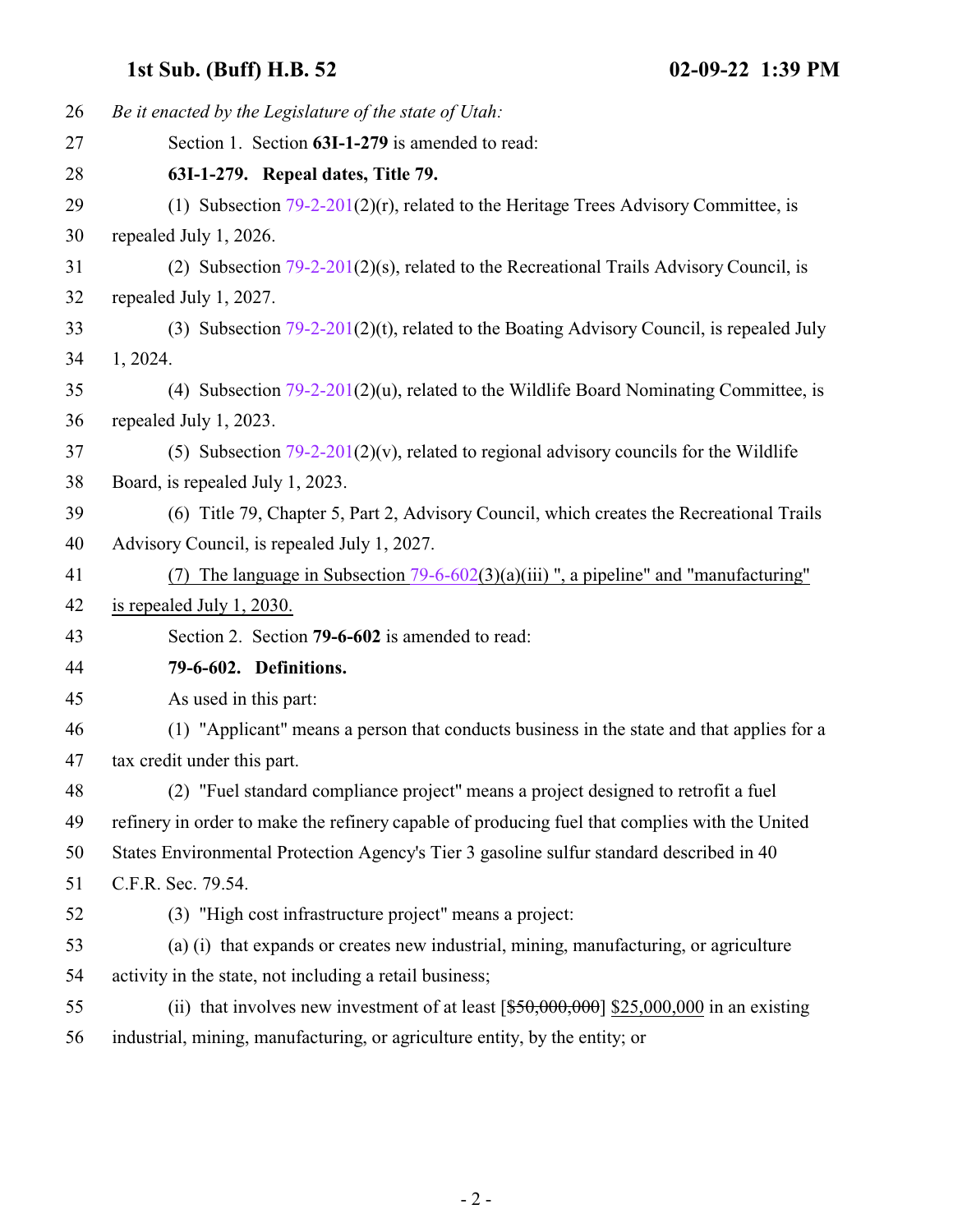*Be it enacted by the Legislature of the state of Utah:*

Section 1. Section **63I-1-279** is amended to read:

**63I-1-279. Repeal dates, Title 79.**

(1) Subsection 79-2-201(2)(r), related to the Heritage Trees Advisory Committee, is repealed July 1, 2026.

(2) Subsection 79-2-201(2)(s), related to the Recreational Trails Advisory Council, is repealed July 1, 2027.

(3) Subsection 79-2-201(2)(t), related to the Boating Advisory Council, is repealed July 1, 2024.

(4) Subsection 79-2-201(2)(u), related to the Wildlife Board Nominating Committee, is repealed July 1, 2023.

(5) Subsection 79-2-201(2)(v), related to regional advisory councils for the Wildlife Board, is repealed July 1, 2023.

(6) Title 79, Chapter 5, Part 2, Advisory Council, which creates the Recreational Trails Advisory Council, is repealed July 1, 2027.

<u>(7) The language in Subsection 79-6-602(3)(a)(iii) ", a pipeline" and "manufacturing" is repealed July 1, 2030.</u>

Section 2. Section **79-6-602** is amended to read:

**79-6-602. Definitions.**

As used in this part:

(1) "Applicant" means a person that conducts business in the state and that applies for a tax credit under this part.

(2) "Fuel standard compliance project" means a project designed to retrofit a fuel refinery in order to make the refinery capable of producing fuel that complies with the United States Environmental Protection Agency's Tier 3 gasoline sulfur standard described in 40 C.F.R. Sec. 79.54.

(3) "High cost infrastructure project" means a project:

(a) (i) that expands or creates new industrial, mining, manufacturing, or agriculture activity in the state, not including a retail business;

(ii) that involves new investment of at least [~~$50,000,000~~] <u>$25,000,000</u> in an existing industrial, mining, manufacturing, or agriculture entity, by the entity; or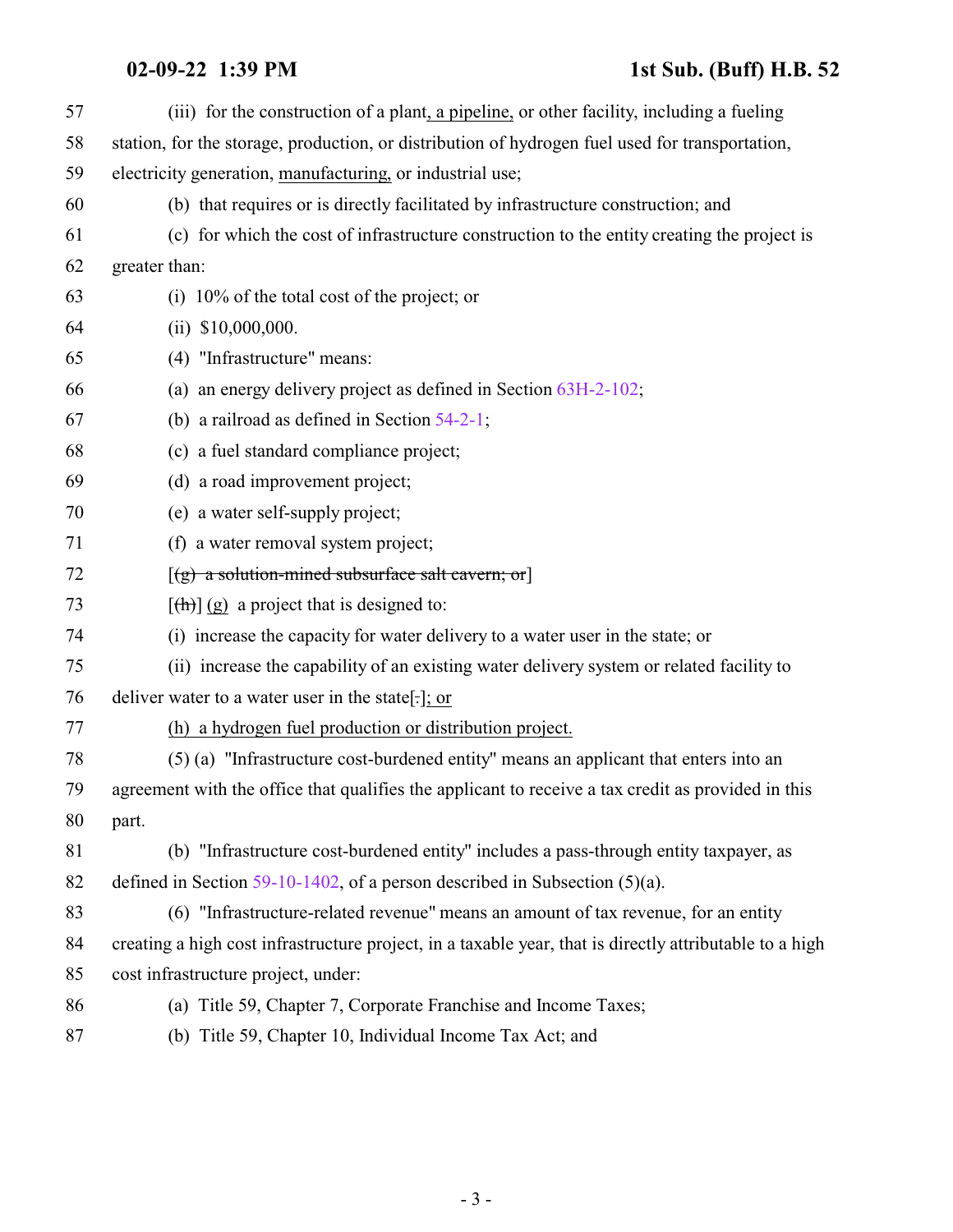(iii) for the construction of a plant, a pipeline, or other facility, including a fueling station, for the storage, production, or distribution of hydrogen fuel used for transportation, electricity generation, manufacturing, or industrial use;

(b) that requires or is directly facilitated by infrastructure construction; and

(c) for which the cost of infrastructure construction to the entity creating the project is greater than:

(i) 10% of the total cost of the project; or

(ii) $10,000,000.

(4) "Infrastructure" means:

(a) an energy delivery project as defined in Section 63H-2-102;

(b) a railroad as defined in Section 54-2-1;

(c) a fuel standard compliance project;

(d) a road improvement project;

(e) a water self-supply project;

(f) a water removal system project;

[~~(g) a solution-mined subsurface salt cavern; or~~]

[~~(h)~~] (g) a project that is designed to:

(i) increase the capacity for water delivery to a water user in the state; or

(ii) increase the capability of an existing water delivery system or related facility to deliver water to a water user in the state[~~.~~]; or

(h) a hydrogen fuel production or distribution project.

(5) (a) "Infrastructure cost-burdened entity" means an applicant that enters into an agreement with the office that qualifies the applicant to receive a tax credit as provided in this part.

(b) "Infrastructure cost-burdened entity" includes a pass-through entity taxpayer, as defined in Section 59-10-1402, of a person described in Subsection (5)(a).

(6) "Infrastructure-related revenue" means an amount of tax revenue, for an entity creating a high cost infrastructure project, in a taxable year, that is directly attributable to a high cost infrastructure project, under:

(a) Title 59, Chapter 7, Corporate Franchise and Income Taxes;

(b) Title 59, Chapter 10, Individual Income Tax Act; and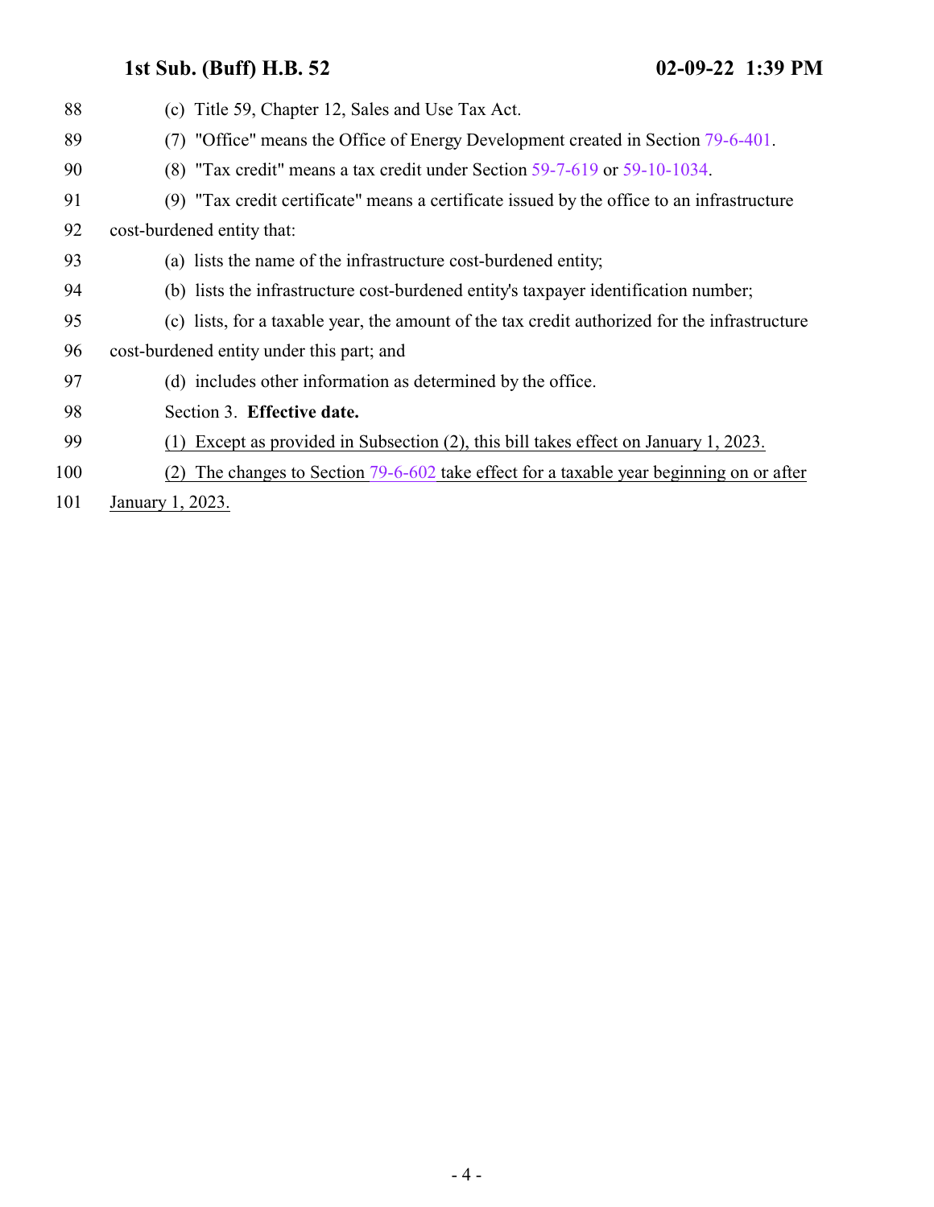(c) Title 59, Chapter 12, Sales and Use Tax Act.

(7) "Office" means the Office of Energy Development created in Section 79-6-401.

(8) "Tax credit" means a tax credit under Section 59-7-619 or 59-10-1034.

(9) "Tax credit certificate" means a certificate issued by the office to an infrastructure cost-burdened entity that:

(a) lists the name of the infrastructure cost-burdened entity;

(b) lists the infrastructure cost-burdened entity's taxpayer identification number;

(c) lists, for a taxable year, the amount of the tax credit authorized for the infrastructure cost-burdened entity under this part; and

(d) includes other information as determined by the office.

Section 3. **Effective date.**

(1) Except as provided in Subsection (2), this bill takes effect on January 1, 2023.

(2) The changes to Section 79-6-602 take effect for a taxable year beginning on or after January 1, 2023.